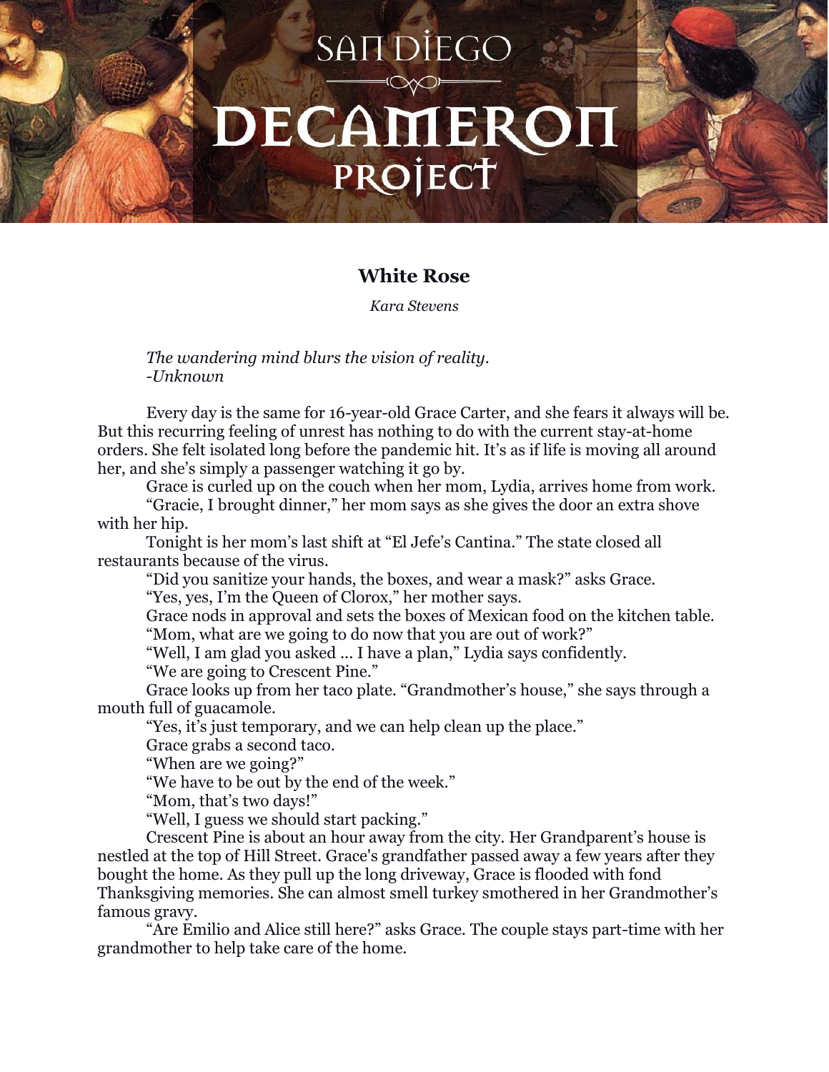# White Rose

*Kara Stevens*

*The wandering mind blurs the vision of reality.*
*-Unknown*

Every day is the same for 16-year-old Grace Carter, and she fears it always will be. But this recurring feeling of unrest has nothing to do with the current stay-at-home orders. She felt isolated long before the pandemic hit. It's as if life is moving all around her, and she's simply a passenger watching it go by.

Grace is curled up on the couch when her mom, Lydia, arrives home from work.

"Gracie, I brought dinner," her mom says as she gives the door an extra shove with her hip.

Tonight is her mom's last shift at "El Jefe's Cantina." The state closed all restaurants because of the virus.

"Did you sanitize your hands, the boxes, and wear a mask?" asks Grace.

"Yes, yes, I'm the Queen of Clorox," her mother says.

Grace nods in approval and sets the boxes of Mexican food on the kitchen table.

"Mom, what are we going to do now that you are out of work?"

"Well, I am glad you asked … I have a plan," Lydia says confidently.

"We are going to Crescent Pine."

Grace looks up from her taco plate. "Grandmother's house," she says through a mouth full of guacamole.

"Yes, it's just temporary, and we can help clean up the place."

Grace grabs a second taco.

"When are we going?"

"We have to be out by the end of the week."

"Mom, that's two days!"

"Well, I guess we should start packing."

Crescent Pine is about an hour away from the city. Her Grandparent's house is nestled at the top of Hill Street. Grace's grandfather passed away a few years after they bought the home. As they pull up the long driveway, Grace is flooded with fond Thanksgiving memories. She can almost smell turkey smothered in her Grandmother's famous gravy.

"Are Emilio and Alice still here?" asks Grace. The couple stays part-time with her grandmother to help take care of the home.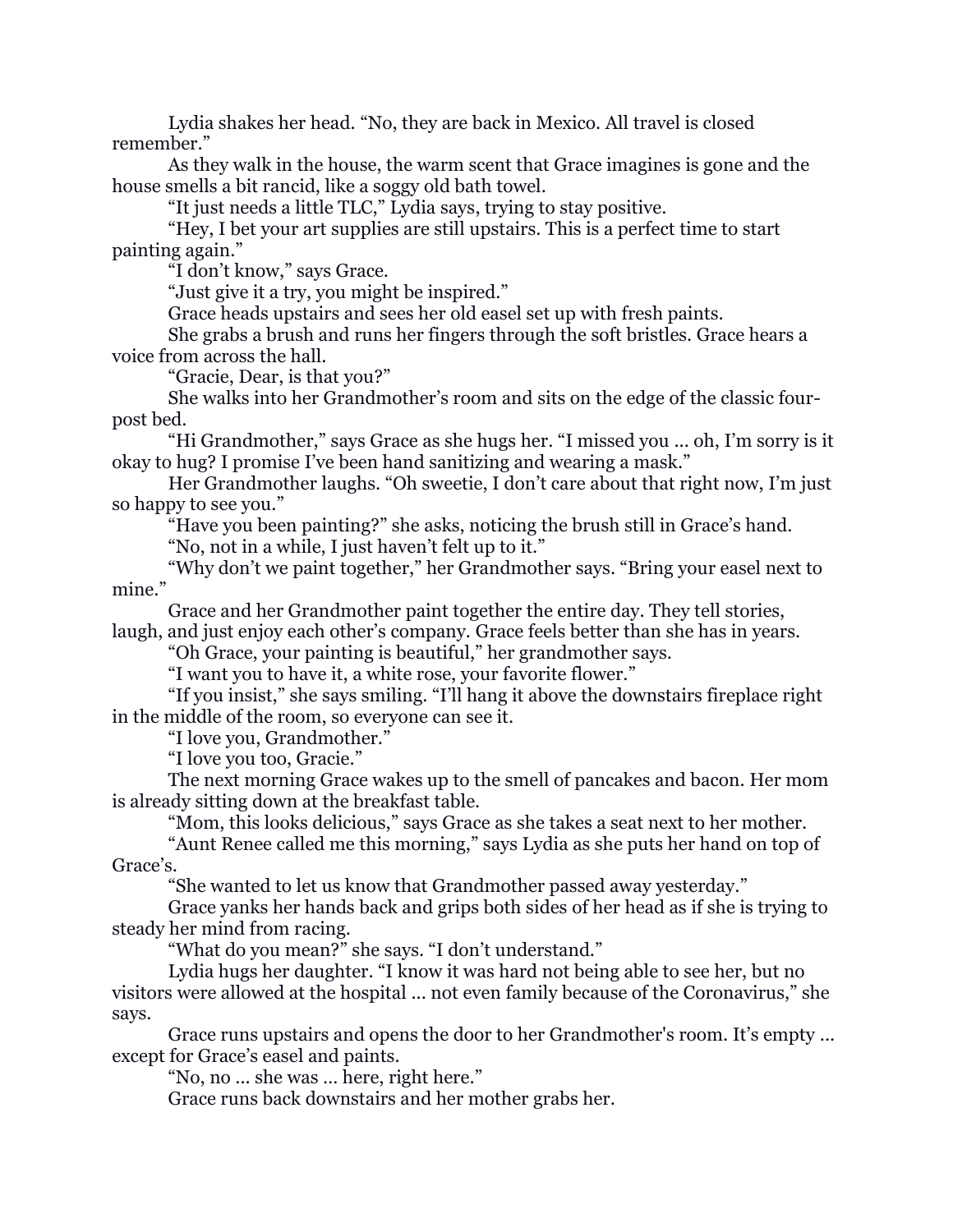Lydia shakes her head. "No, they are back in Mexico. All travel is closed remember."

As they walk in the house, the warm scent that Grace imagines is gone and the house smells a bit rancid, like a soggy old bath towel.

"It just needs a little TLC," Lydia says, trying to stay positive.

"Hey, I bet your art supplies are still upstairs. This is a perfect time to start painting again."

"I don't know," says Grace.

"Just give it a try, you might be inspired."

Grace heads upstairs and sees her old easel set up with fresh paints.

She grabs a brush and runs her fingers through the soft bristles. Grace hears a voice from across the hall.

"Gracie, Dear, is that you?"

She walks into her Grandmother's room and sits on the edge of the classic four-post bed.

"Hi Grandmother," says Grace as she hugs her. "I missed you … oh, I'm sorry is it okay to hug? I promise I've been hand sanitizing and wearing a mask."

Her Grandmother laughs. "Oh sweetie, I don't care about that right now, I'm just so happy to see you."

"Have you been painting?" she asks, noticing the brush still in Grace's hand.

"No, not in a while, I just haven't felt up to it."

"Why don't we paint together," her Grandmother says. "Bring your easel next to mine."

Grace and her Grandmother paint together the entire day. They tell stories, laugh, and just enjoy each other's company. Grace feels better than she has in years.

"Oh Grace, your painting is beautiful," her grandmother says.

"I want you to have it, a white rose, your favorite flower."

"If you insist," she says smiling. "I'll hang it above the downstairs fireplace right in the middle of the room, so everyone can see it.

"I love you, Grandmother."

"I love you too, Gracie."

The next morning Grace wakes up to the smell of pancakes and bacon. Her mom is already sitting down at the breakfast table.

"Mom, this looks delicious," says Grace as she takes a seat next to her mother.

"Aunt Renee called me this morning," says Lydia as she puts her hand on top of Grace's.

"She wanted to let us know that Grandmother passed away yesterday."

Grace yanks her hands back and grips both sides of her head as if she is trying to steady her mind from racing.

"What do you mean?" she says. "I don't understand."

Lydia hugs her daughter. "I know it was hard not being able to see her, but no visitors were allowed at the hospital … not even family because of the Coronavirus," she says.

Grace runs upstairs and opens the door to her Grandmother's room. It's empty … except for Grace's easel and paints.

"No, no … she was … here, right here."

Grace runs back downstairs and her mother grabs her.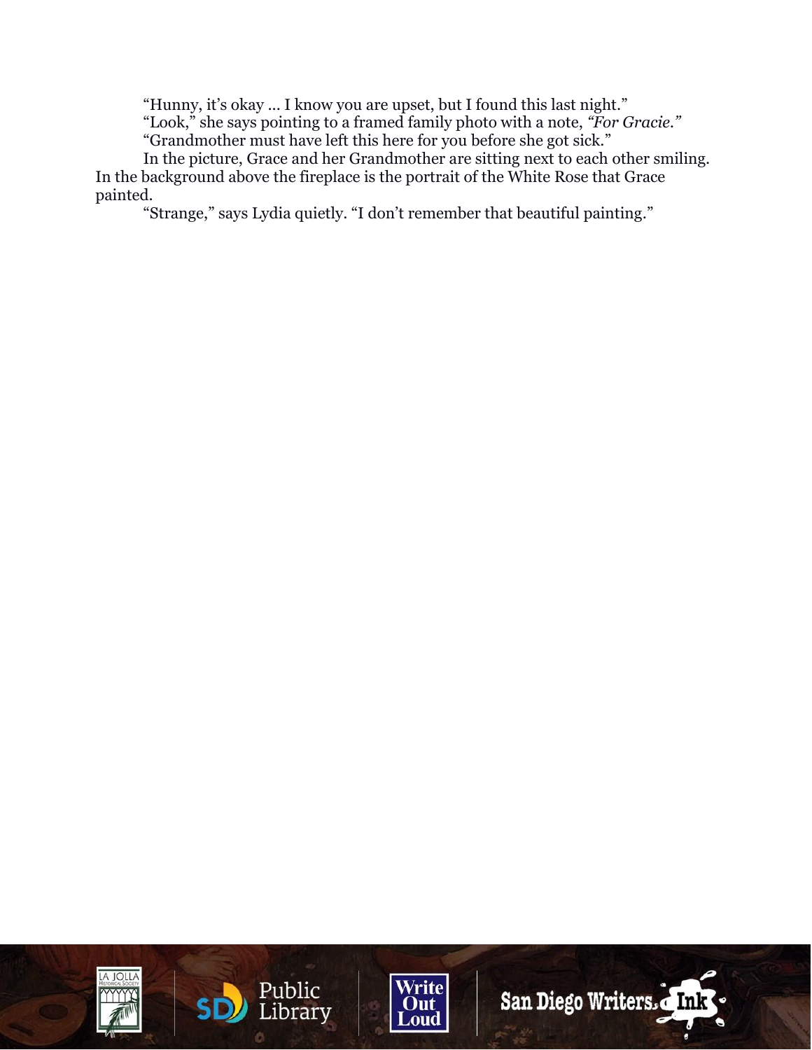"Hunny, it's okay ... I know you are upset, but I found this last night."

"Look," she says pointing to a framed family photo with a note, *"For Gracie."*

"Grandmother must have left this here for you before she got sick."

In the picture, Grace and her Grandmother are sitting next to each other smiling. In the background above the fireplace is the portrait of the White Rose that Grace painted.

"Strange," says Lydia quietly. "I don't remember that beautiful painting."